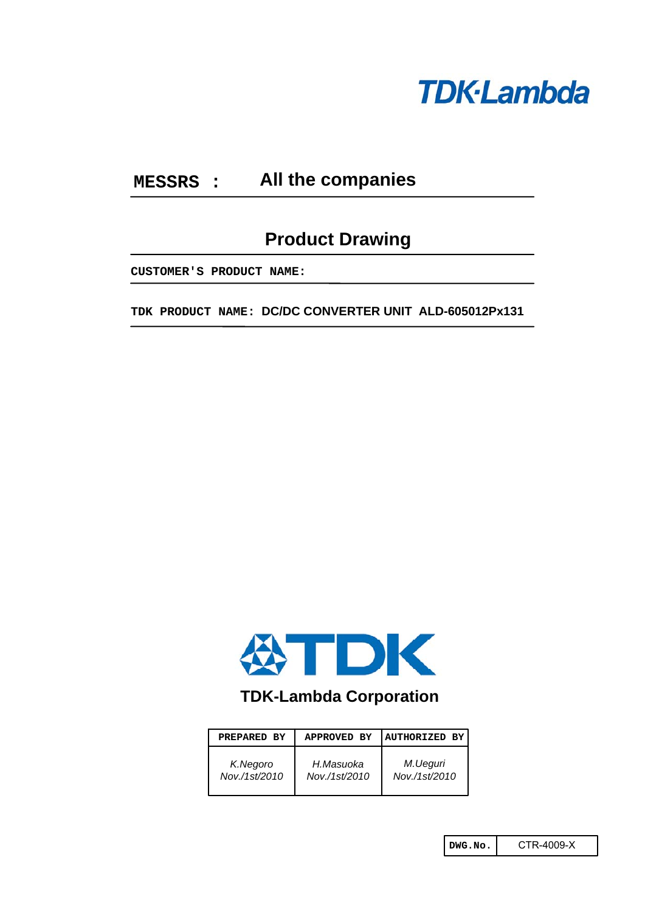TDK-Lambda

**MESSRS :** All the companies

# Product Drawing

**CUSTOMER'S PRODUCT NAME:**

**TDK PRODUCT NAME:** DC/DC CONVERTER UNIT ALD-605012Px131

TDK

**TDK-Lambda Corporation**

| PREPARED BY | APPROVED BY | AUTHORIZED BY |
|---|---|---|
| *K.Negoro*<br>*Nov./1st/2010* | *H.Masuoka*<br>*Nov./1st/2010* | *M.Ueguri*<br>*Nov./1st/2010* |

| DWG.No. | CTR-4009-X |
|---|---|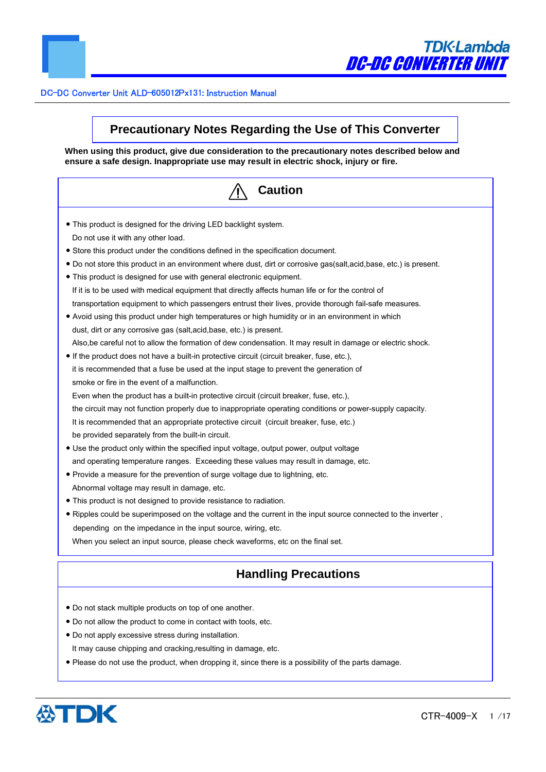# Precautionary Notes Regarding the Use of This Converter

**When using this product, give due consideration to the precautionary notes described below and ensure a safe design. Inappropriate use may result in electric shock, injury or fire.**

## ⚠ Caution

- This product is designed for the driving LED backlight system.
  Do not use it with any other load.
- Store this product under the conditions defined in the specification document.
- Do not store this product in an environment where dust, dirt or corrosive gas(salt,acid,base, etc.) is present.
- This product is designed for use with general electronic equipment.
  If it is to be used with medical equipment that directly affects human life or for the control of transportation equipment to which passengers entrust their lives, provide thorough fail-safe measures.
- Avoid using this product under high temperatures or high humidity or in an environment in which dust, dirt or any corrosive gas (salt,acid,base, etc.) is present.
  Also,be careful not to allow the formation of dew condensation. It may result in damage or electric shock.
- If the product does not have a built-in protective circuit (circuit breaker, fuse, etc.), it is recommended that a fuse be used at the input stage to prevent the generation of smoke or fire in the event of a malfunction.
  Even when the product has a built-in protective circuit (circuit breaker, fuse, etc.), the circuit may not function properly due to inappropriate operating conditions or power-supply capacity.
  It is recommended that an appropriate protective circuit (circuit breaker, fuse, etc.) be provided separately from the built-in circuit.
- Use the product only within the specified input voltage, output power, output voltage and operating temperature ranges. Exceeding these values may result in damage, etc.
- Provide a measure for the prevention of surge voltage due to lightning, etc.
  Abnormal voltage may result in damage, etc.
- This product is not designed to provide resistance to radiation.
- Ripples could be superimposed on the voltage and the current in the input source connected to the inverter , depending on the impedance in the input source, wiring, etc.
  When you select an input source, please check waveforms, etc on the final set.

## Handling Precautions

- Do not stack multiple products on top of one another.
- Do not allow the product to come in contact with tools, etc.
- Do not apply excessive stress during installation.
  It may cause chipping and cracking,resulting in damage, etc.
- Please do not use the product, when dropping it, since there is a possibility of the parts damage.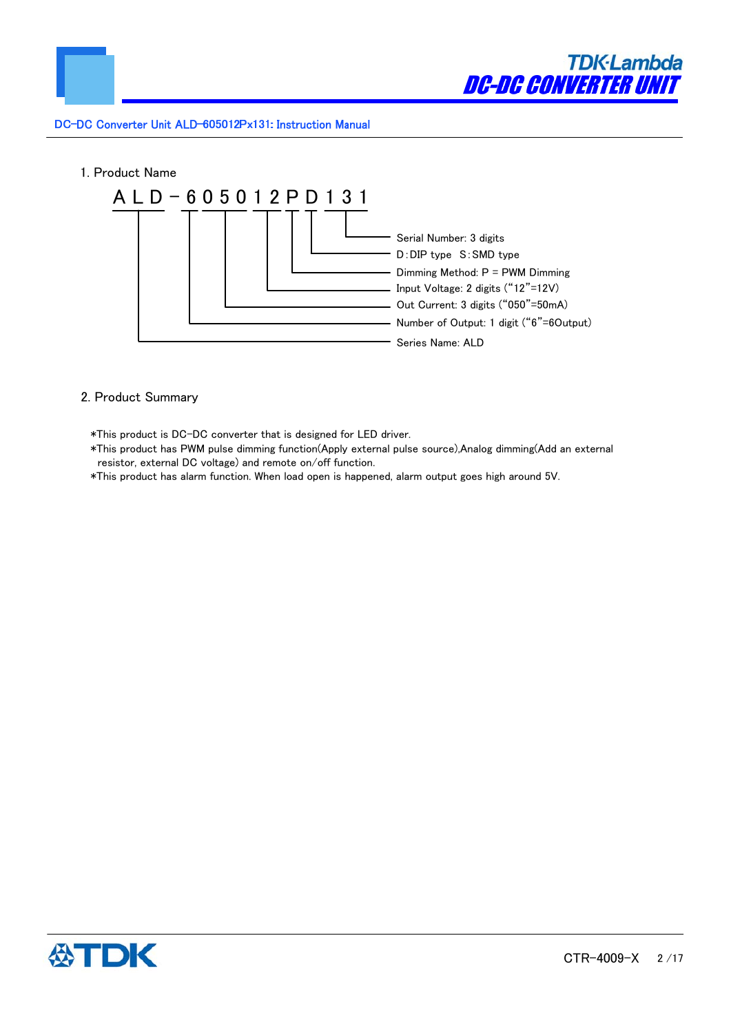## 1. Product Name

A L D − 6 0 5 0 1 2 P D 1 3 1

- Serial Number: 3 digits
- D : DIP type　S : SMD type
- Dimming Method: P = PWM Dimming
- Input Voltage: 2 digits ("12"=12V)
- Out Current: 3 digits ("050"=50mA)
- Number of Output: 1 digit ("6"=6Output)
- Series Name: ALD

## 2. Product Summary

*This product is DC-DC converter that is designed for LED driver.
*This product has PWM pulse dimming function(Apply external pulse source),Analog dimming(Add an external resistor, external DC voltage) and remote on/off function.
*This product has alarm function. When load open is happened, alarm output goes high around 5V.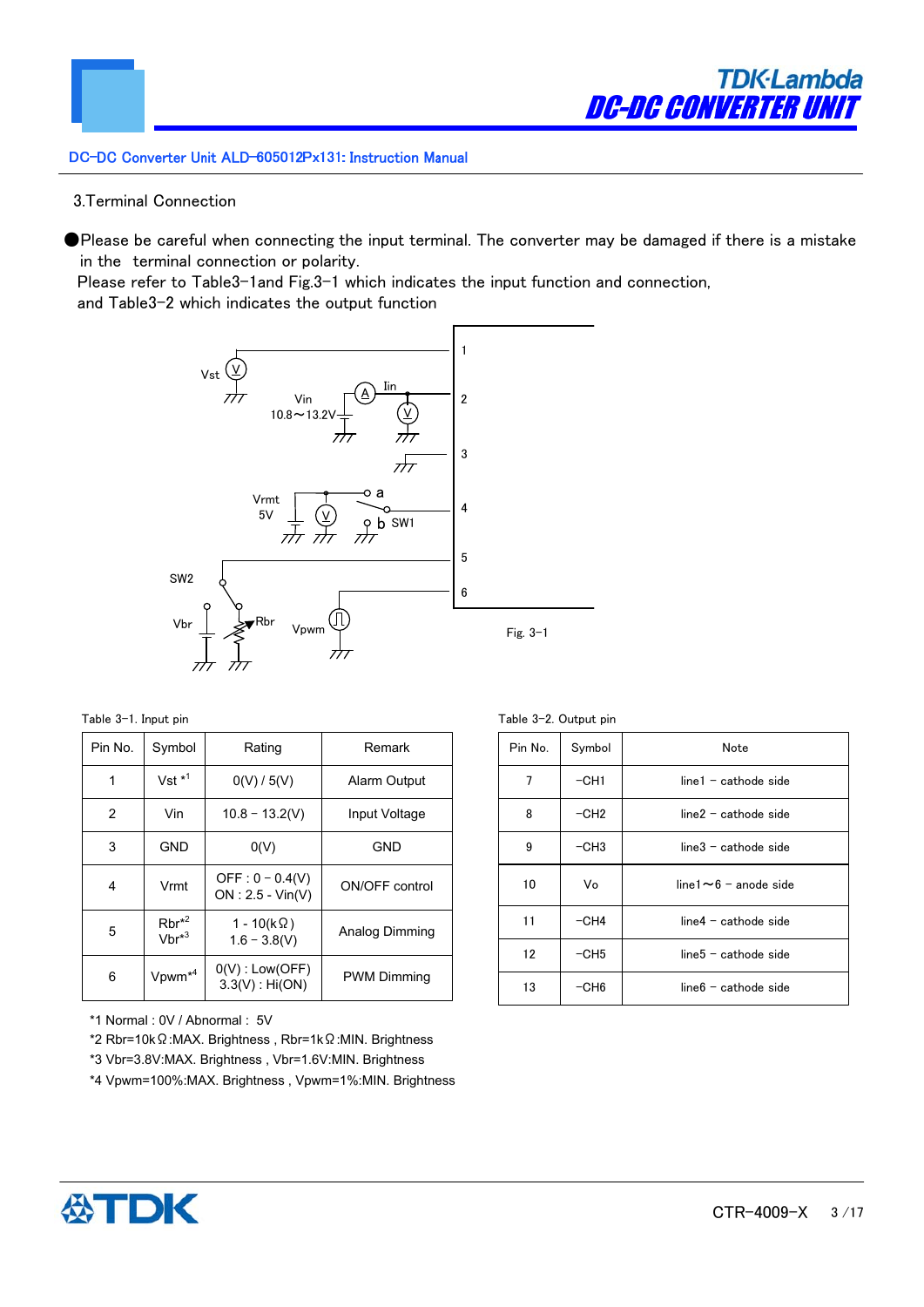## 3.Terminal Connection

●Please be careful when connecting the input terminal. The converter may be damaged if there is a mistake in the terminal connection or polarity.
Please refer to Table3-1and Fig.3-1 which indicates the input function and connection, and Table3-2 which indicates the output function

Fig. 3-1

Table 3-1. Input pin

| Pin No. | Symbol | Rating | Remark |
|---|---|---|---|
| 1 | Vst [*1] | 0(V) / 5(V) | Alarm Output |
| 2 | Vin | 10.8 – 13.2(V) | Input Voltage |
| 3 | GND | 0(V) | GND |
| 4 | Vrmt | OFF : 0 – 0.4(V)<br>ON : 2.5 - Vin(V) | ON/OFF control |
| 5 | Rbr[*2]<br>Vbr[*3] | 1 - 10(kΩ)<br>1.6 – 3.8(V) | Analog Dimming |
| 6 | Vpwm[*4] | 0(V) : Low(OFF)<br>3.3(V) : Hi(ON) | PWM Dimming |

*1 Normal : 0V / Abnormal : 5V
*2 Rbr=10kΩ:MAX. Brightness , Rbr=1kΩ:MIN. Brightness
*3 Vbr=3.8V:MAX. Brightness , Vbr=1.6V:MIN. Brightness
*4 Vpwm=100%:MAX. Brightness , Vpwm=1%:MIN. Brightness

Table 3-2. Output pin

| Pin No. | Symbol | Note |
|---|---|---|
| 7 | -CH1 | line1 – cathode side |
| 8 | -CH2 | line2 – cathode side |
| 9 | -CH3 | line3 – cathode side |
| 10 | Vo | line1～6 – anode side |
| 11 | -CH4 | line4 – cathode side |
| 12 | -CH5 | line5 – cathode side |
| 13 | -CH6 | line6 – cathode side |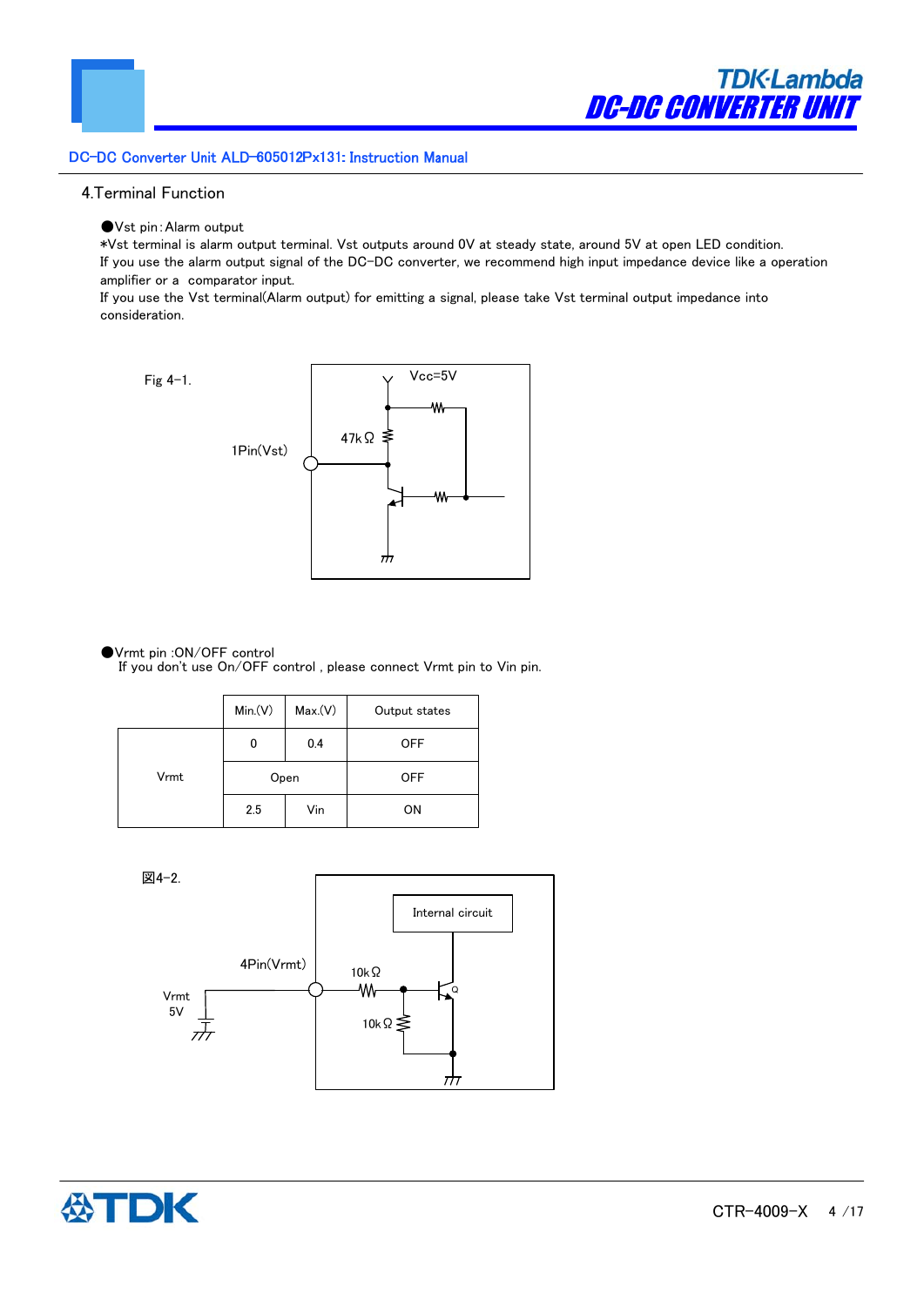## 4.Terminal Function

●Vst pin : Alarm output

*Vst terminal is alarm output terminal. Vst outputs around 0V at steady state, around 5V at open LED condition.
If you use the alarm output signal of the DC-DC converter, we recommend high input impedance device like a operation amplifier or a comparator input.
If you use the Vst terminal(Alarm output) for emitting a signal, please take Vst terminal output impedance into consideration.

Fig 4-1.

1Pin(Vst)　47kΩ　Vcc=5V

●Vrmt pin :ON/OFF control

If you don't use On/OFF control , please connect Vrmt pin to Vin pin.

| | Min.(V) | Max.(V) | Output states |
|---|---|---|---|
| Vrmt | 0 | 0.4 | OFF |
| | Open | | OFF |
| | 2.5 | Vin | ON |

図4-2.

Vrmt 5V　4Pin(Vrmt)　10kΩ　10kΩ　Internal circuit　Q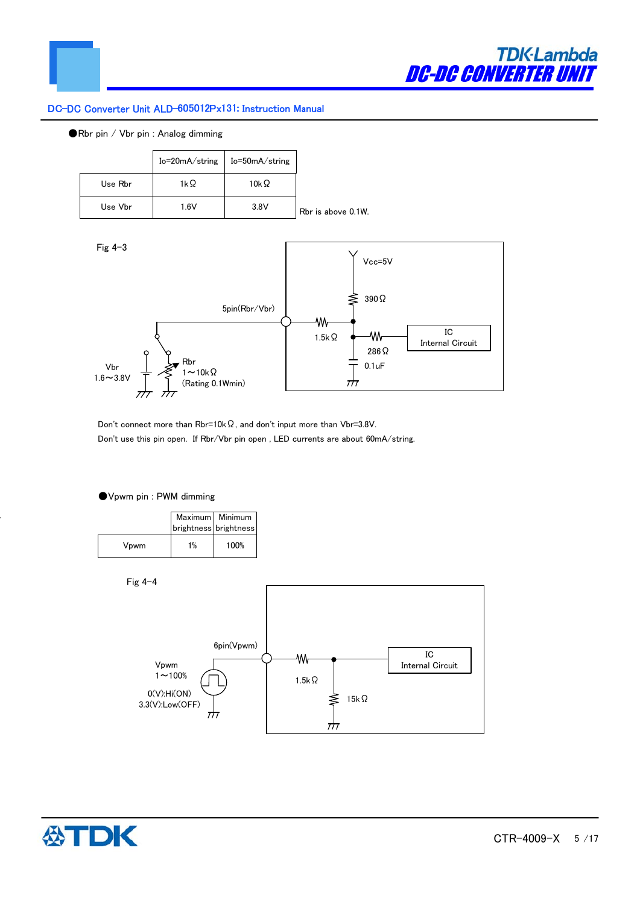●Rbr pin / Vbr pin : Analog dimming

| | Io=20mA/string | Io=50mA/string |
|---|---|---|
| Use Rbr | 1kΩ | 10kΩ |
| Use Vbr | 1.6V | 3.8V |

Rbr is above 0.1W.

Fig 4-3

Vcc=5V

390Ω

5pin(Rbr/Vbr)

1.5kΩ

286Ω

IC Internal Circuit

0.1uF

Vbr 1.6～3.8V

Rbr 1～10kΩ (Rating 0.1Wmin)

Don't connect more than Rbr=10kΩ, and don't input more than Vbr=3.8V.

Don't use this pin open. If Rbr/Vbr pin open , LED currents are about 60mA/string.

●Vpwm pin : PWM dimming

| | Maximum brightness | Minimum brightness |
|---|---|---|
| Vpwm | 1% | 100% |

Fig 4-4

6pin(Vpwm)

Vpwm 1～100%

0(V):Hi(ON)
3.3(V):Low(OFF)

1.5kΩ

15kΩ

IC Internal Circuit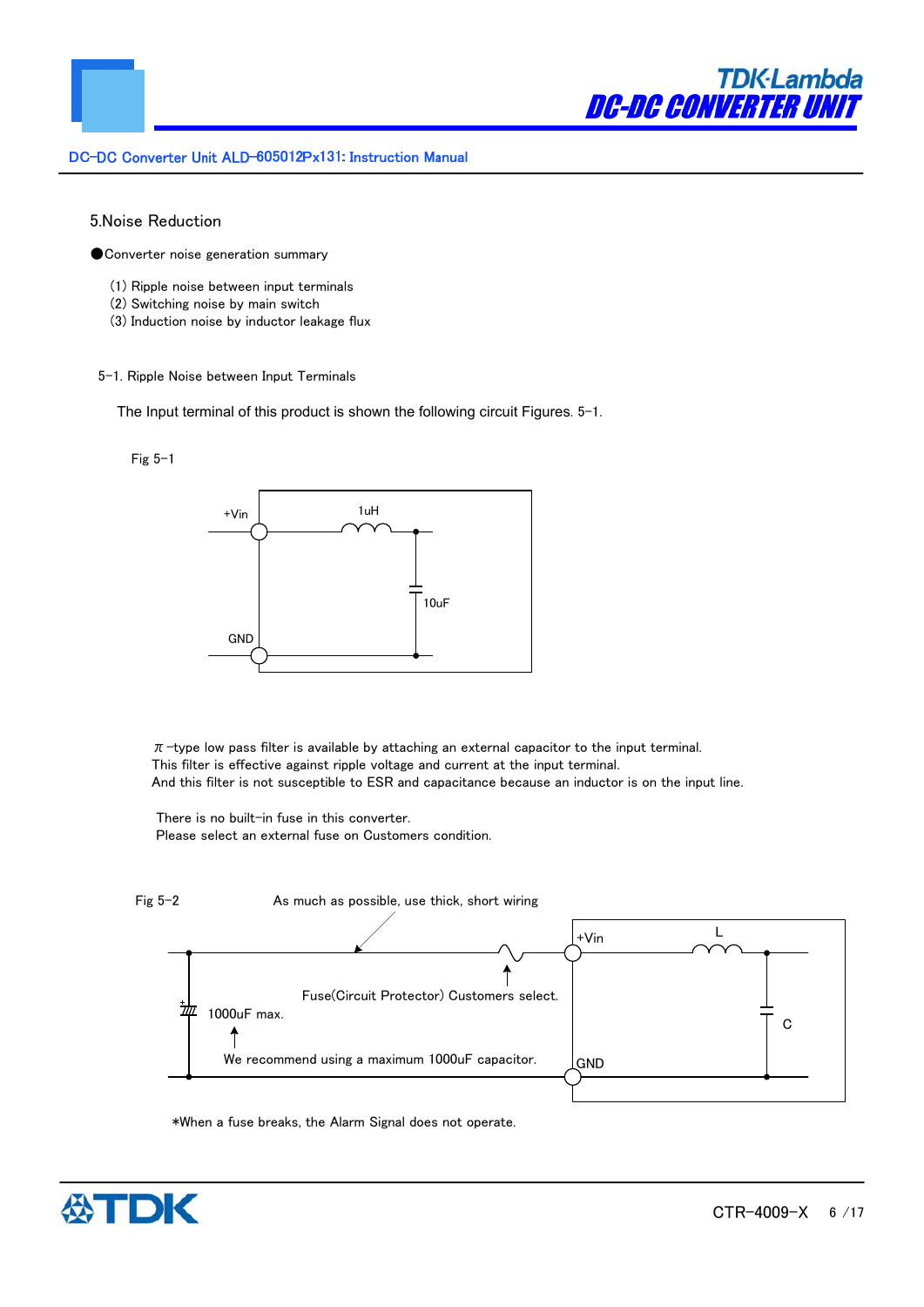## 5.Noise Reduction

●Converter noise generation summary

(1) Ripple noise between input terminals
(2) Switching noise by main switch
(3) Induction noise by inductor leakage flux

### 5-1. Ripple Noise between Input Terminals

The Input terminal of this product is shown the following circuit Figures. 5-1.

Fig 5-1

+Vin 1uH 10uF GND

π-type low pass filter is available by attaching an external capacitor to the input terminal.
This filter is effective against ripple voltage and current at the input terminal.
And this filter is not susceptible to ESR and capacitance because an inductor is on the input line.

There is no built-in fuse in this converter.
Please select an external fuse on Customers condition.

Fig 5-2

As much as possible, use thick, short wiring

Fuse(Circuit Protector) Customers select.

1000uF max.

We recommend using a maximum 1000uF capacitor.

+Vin L C GND

*When a fuse breaks, the Alarm Signal does not operate.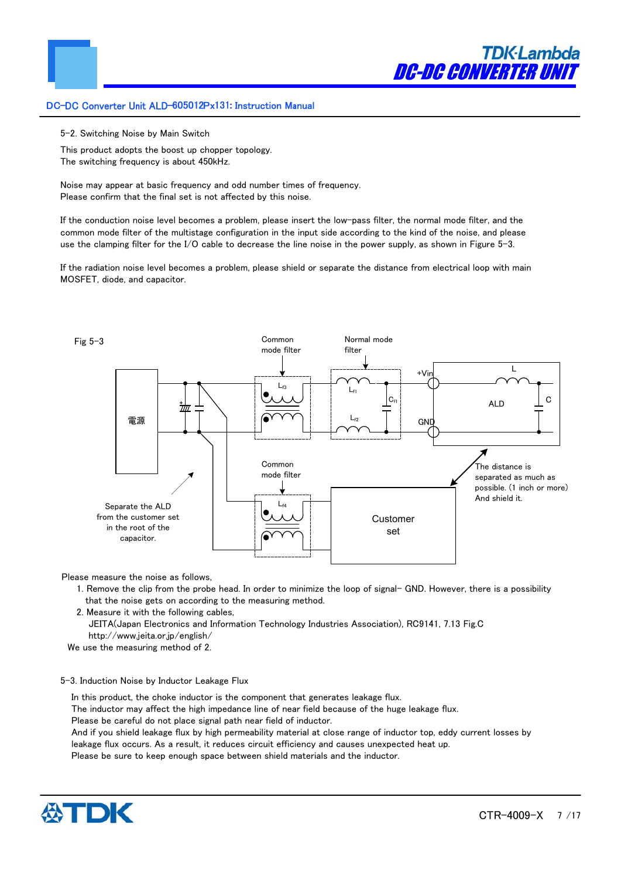5-2. Switching Noise by Main Switch

This product adopts the boost up chopper topology.
The switching frequency is about 450kHz.

Noise may appear at basic frequency and odd number times of frequency.
Please confirm that the final set is not affected by this noise.

If the conduction noise level becomes a problem, please insert the low-pass filter, the normal mode filter, and the common mode filter of the multistage configuration in the input side according to the kind of the noise, and please use the clamping filter for the I/O cable to decrease the line noise in the power supply, as shown in Figure 5-3.

If the radiation noise level becomes a problem, please shield or separate the distance from electrical loop with main MOSFET, diode, and capacitor.

Fig 5-3

Common mode filter | Normal mode filter | $L_{f3}$ | $L_{f1}$ | $C_{f1}$ | $L_{f2}$ | +Vin | GND | L | ALD | C | 電源 | Common mode filter | $L_{f4}$ | Customer set

Separate the ALD from the customer set in the root of the capacitor.

The distance is separated as much as possible. (1 inch or more) And shield it.

Please measure the noise as follows,

1. Remove the clip from the probe head. In order to minimize the loop of signal- GND. However, there is a possibility that the noise gets on according to the measuring method.
2. Measure it with the following cables,
   JEITA(Japan Electronics and Information Technology Industries Association), RC9141, 7.13 Fig.C
   http://www.jeita.or.jp/english/

We use the measuring method of 2.

5-3. Induction Noise by Inductor Leakage Flux

In this product, the choke inductor is the component that generates leakage flux.
The inductor may affect the high impedance line of near field because of the huge leakage flux.
Please be careful do not place signal path near field of inductor.
And if you shield leakage flux by high permeability material at close range of inductor top, eddy current losses by leakage flux occurs. As a result, it reduces circuit efficiency and causes unexpected heat up.
Please be sure to keep enough space between shield materials and the inductor.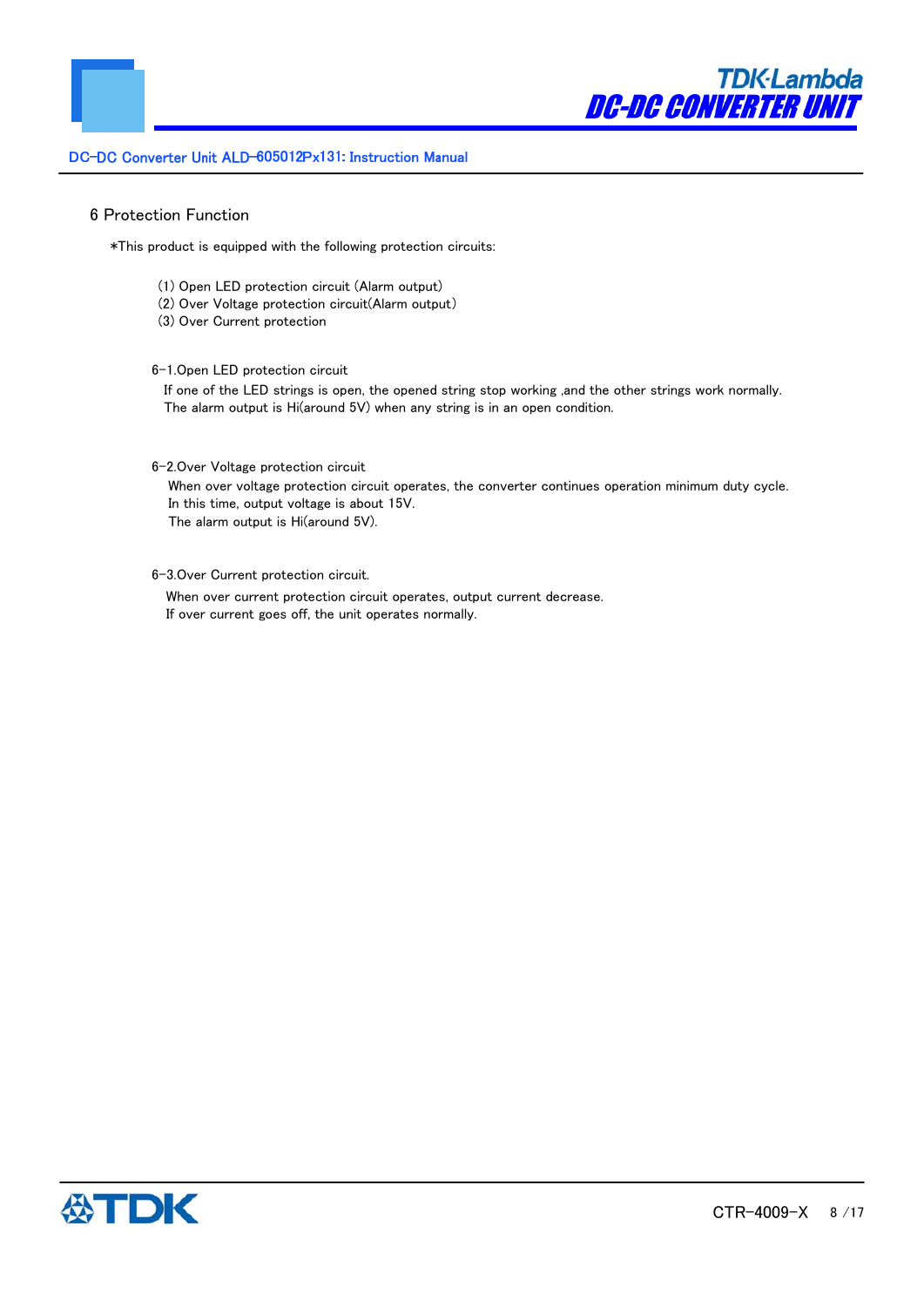## 6 Protection Function

*This product is equipped with the following protection circuits:

(1) Open LED protection circuit (Alarm output)
(2) Over Voltage protection circuit(Alarm output)
(3) Over Current protection

### 6-1.Open LED protection circuit

If one of the LED strings is open, the opened string stop working ,and the other strings work normally.
The alarm output is Hi(around 5V) when any string is in an open condition.

### 6-2.Over Voltage protection circuit

When over voltage protection circuit operates, the converter continues operation minimum duty cycle.
In this time, output voltage is about 15V.
The alarm output is Hi(around 5V).

### 6-3.Over Current protection circuit.

When over current protection circuit operates, output current decrease.
If over current goes off, the unit operates normally.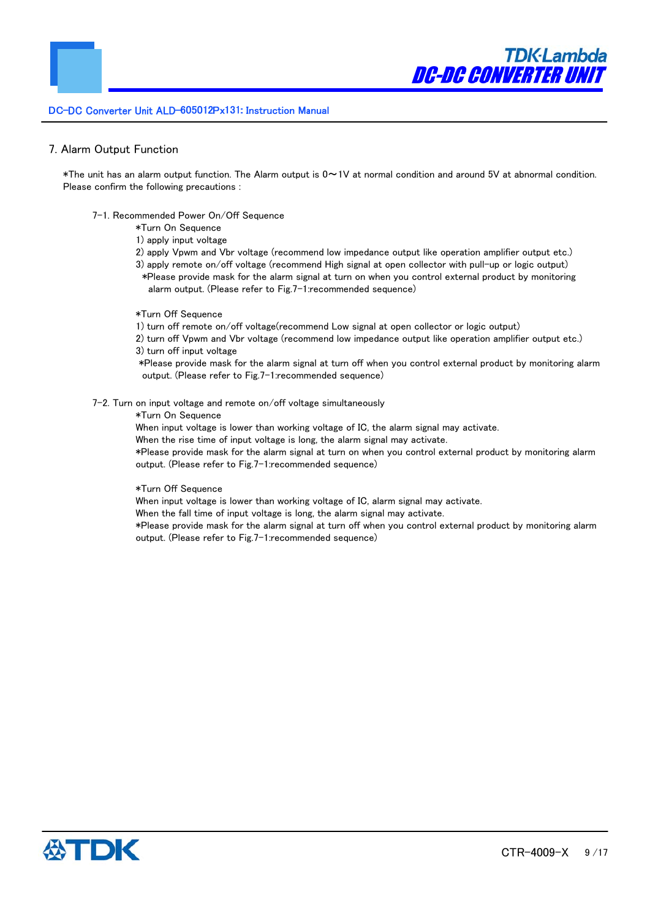## 7. Alarm Output Function

*The unit has an alarm output function. The Alarm output is 0～1V at normal condition and around 5V at abnormal condition. Please confirm the following precautions :

### 7-1. Recommended Power On/Off Sequence

*Turn On Sequence

1) apply input voltage
2) apply Vpwm and Vbr voltage (recommend low impedance output like operation amplifier output etc.)
3) apply remote on/off voltage (recommend High signal at open collector with pull-up or logic output)

*Please provide mask for the alarm signal at turn on when you control external product by monitoring alarm output. (Please refer to Fig.7-1:recommended sequence)

*Turn Off Sequence

1) turn off remote on/off voltage(recommend Low signal at open collector or logic output)
2) turn off Vpwm and Vbr voltage (recommend low impedance output like operation amplifier output etc.)
3) turn off input voltage

*Please provide mask for the alarm signal at turn off when you control external product by monitoring alarm output. (Please refer to Fig.7-1:recommended sequence)

### 7-2. Turn on input voltage and remote on/off voltage simultaneously

*Turn On Sequence

When input voltage is lower than working voltage of IC, the alarm signal may activate.
When the rise time of input voltage is long, the alarm signal may activate.
*Please provide mask for the alarm signal at turn on when you control external product by monitoring alarm output. (Please refer to Fig.7-1:recommended sequence)

*Turn Off Sequence

When input voltage is lower than working voltage of IC, alarm signal may activate.
When the fall time of input voltage is long, the alarm signal may activate.
*Please provide mask for the alarm signal at turn off when you control external product by monitoring alarm output. (Please refer to Fig.7-1:recommended sequence)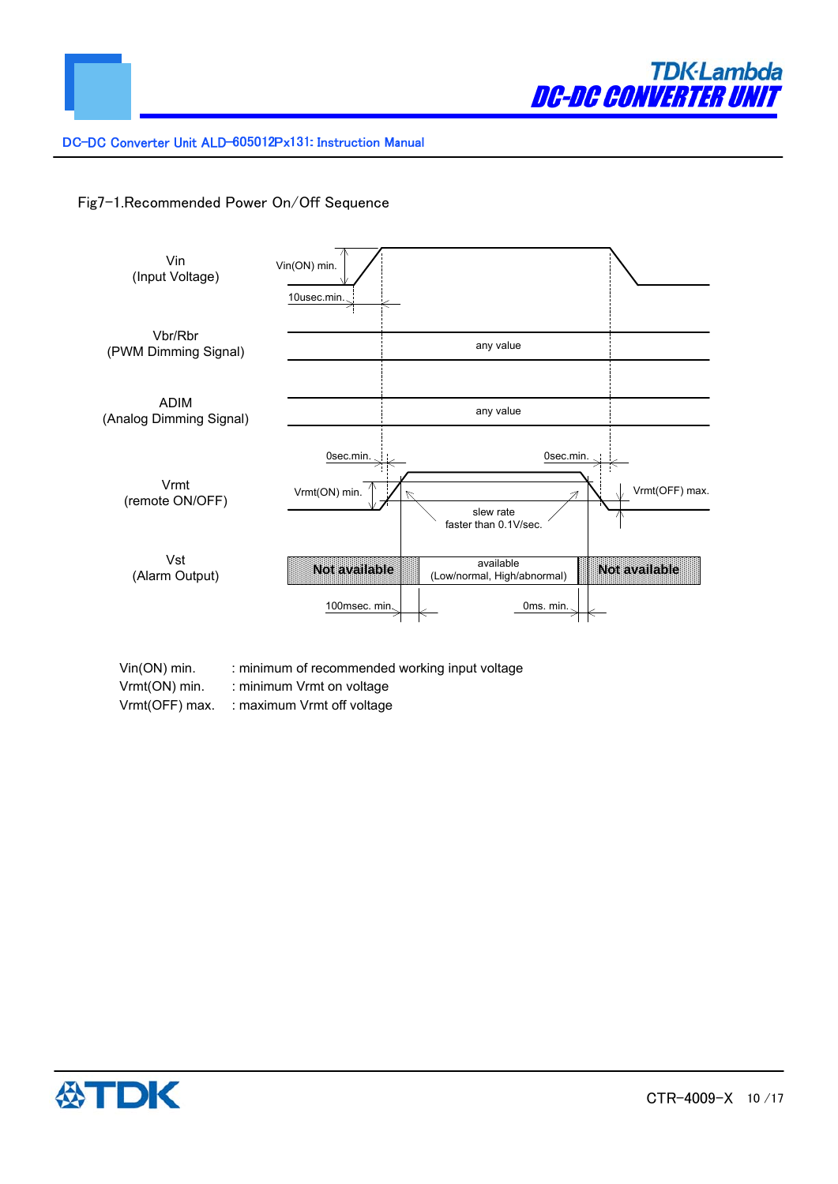Fig7-1.Recommended Power On/Off Sequence

Vin
(Input Voltage)

Vin(ON) min.

10usec.min.

Vbr/Rbr
(PWM Dimming Signal)

any value

ADIM
(Analog Dimming Signal)

any value

Vrmt
(remote ON/OFF)

0sec.min.

0sec.min.

Vrmt(ON) min.

Vrmt(OFF) max.

slew rate
faster than 0.1V/sec.

Vst
(Alarm Output)

Not available

available
(Low/normal, High/abnormal)

Not available

100msec. min.

0ms. min.

Vin(ON) min. : minimum of recommended working input voltage
Vrmt(ON) min. : minimum Vrmt on voltage
Vrmt(OFF) max. : maximum Vrmt off voltage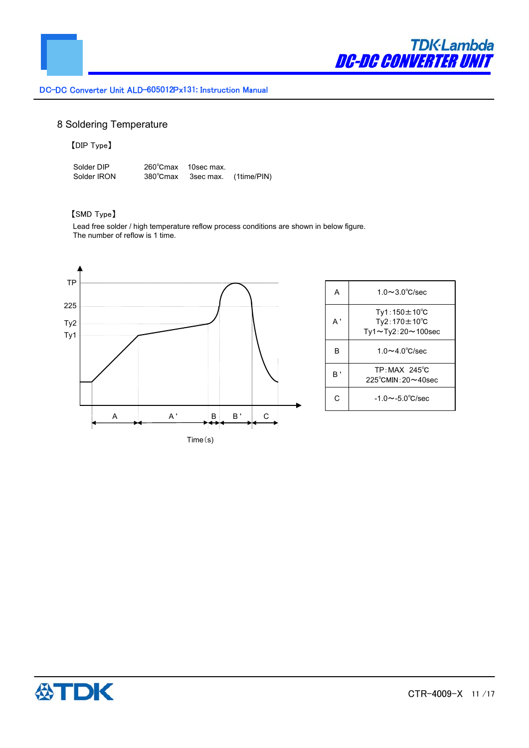## 8 Soldering Temperature

【DIP Type】

Solder DIP 260℃max 10sec max.
Solder IRON 380℃max 3sec max. (1time/PIN)

【SMD Type】

Lead free solder / high temperature reflow process conditions are shown in below figure.
The number of reflow is 1 time.

TP
225
Ty2
Ty1

A A' B B' C

Time(s)

| A | 1.0～3.0℃/sec |
|---|---|
| A' | Ty1:150±10℃<br>Ty2:170±10℃<br>Ty1～Ty2:20～100sec |
| B | 1.0～4.0℃/sec |
| B' | TP:MAX 245℃<br>225℃MIN:20～40sec |
| C | -1.0～-5.0℃/sec |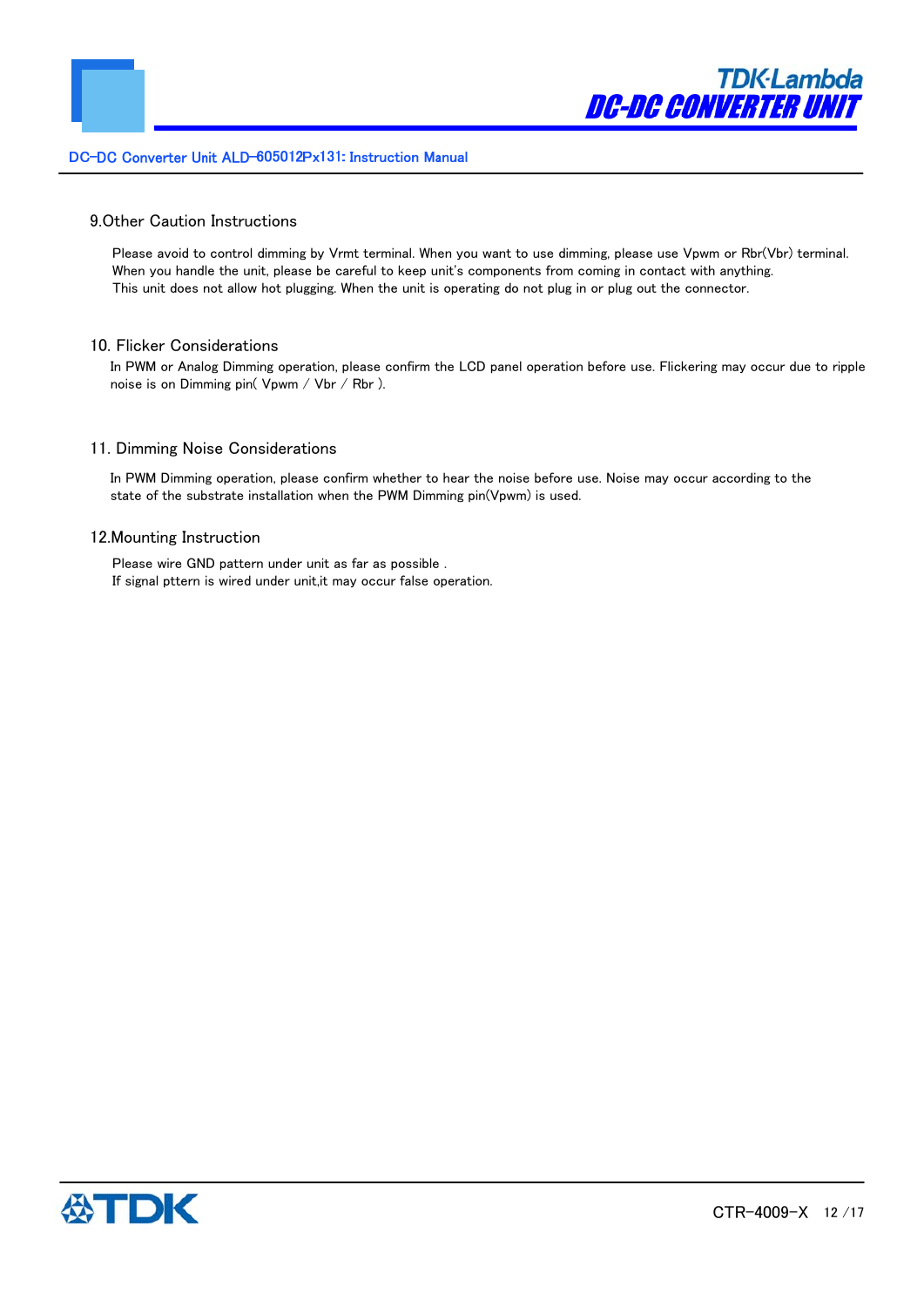## 9.Other Caution Instructions

Please avoid to control dimming by Vrmt terminal. When you want to use dimming, please use Vpwm or Rbr(Vbr) terminal.
When you handle the unit, please be careful to keep unit's components from coming in contact with anything.
This unit does not allow hot plugging. When the unit is operating do not plug in or plug out the connector.

## 10. Flicker Considerations

In PWM or Analog Dimming operation, please confirm the LCD panel operation before use. Flickering may occur due to ripple noise is on Dimming pin( Vpwm / Vbr / Rbr ).

## 11. Dimming Noise Considerations

In PWM Dimming operation, please confirm whether to hear the noise before use. Noise may occur according to the state of the substrate installation when the PWM Dimming pin(Vpwm) is used.

## 12.Mounting Instruction

Please wire GND pattern under unit as far as possible .
If signal pttern is wired under unit,it may occur false operation.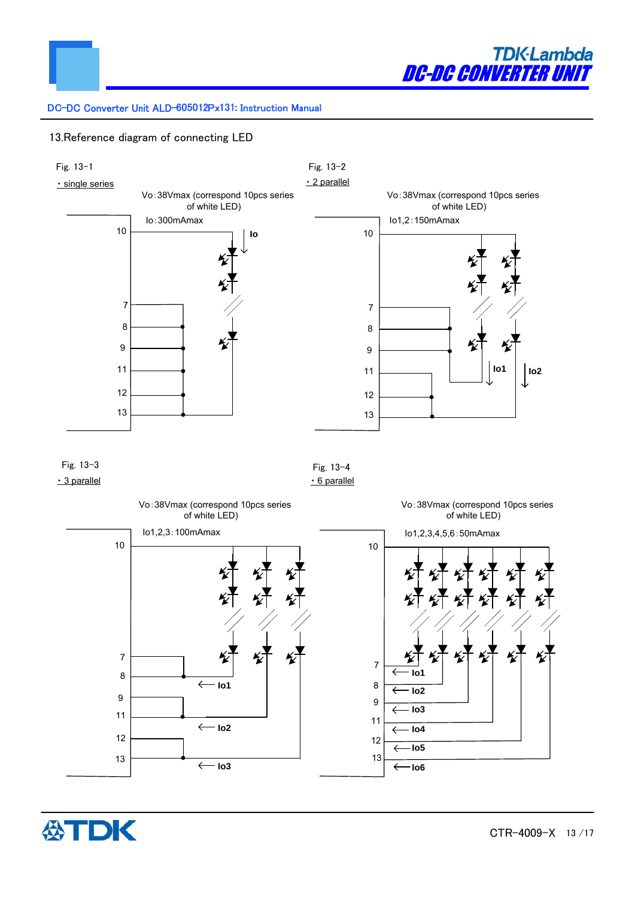## 13.Reference diagram of connecting LED

Fig. 13-1

・single series

Vo:38Vmax (correspond 10pcs series of white LED)

Io:300mAmax

10

Io

7

8

9

11

12

13

Fig. 13-2

・2 parallel

Vo:38Vmax (correspond 10pcs series of white LED)

Io1,2:150mAmax

10

7

8

9

11

12

13

Io1

Io2

Fig. 13-3

・3 parallel

Vo:38Vmax (correspond 10pcs series of white LED)

Io1,2,3:100mAmax

10

7

8

9

11

12

13

Io1

Io2

Io3

Fig. 13-4

・6 parallel

Vo:38Vmax (correspond 10pcs series of white LED)

Io1,2,3,4,5,6:50mAmax

10

7

8

9

11

12

13

Io1

Io2

Io3

Io4

Io5

Io6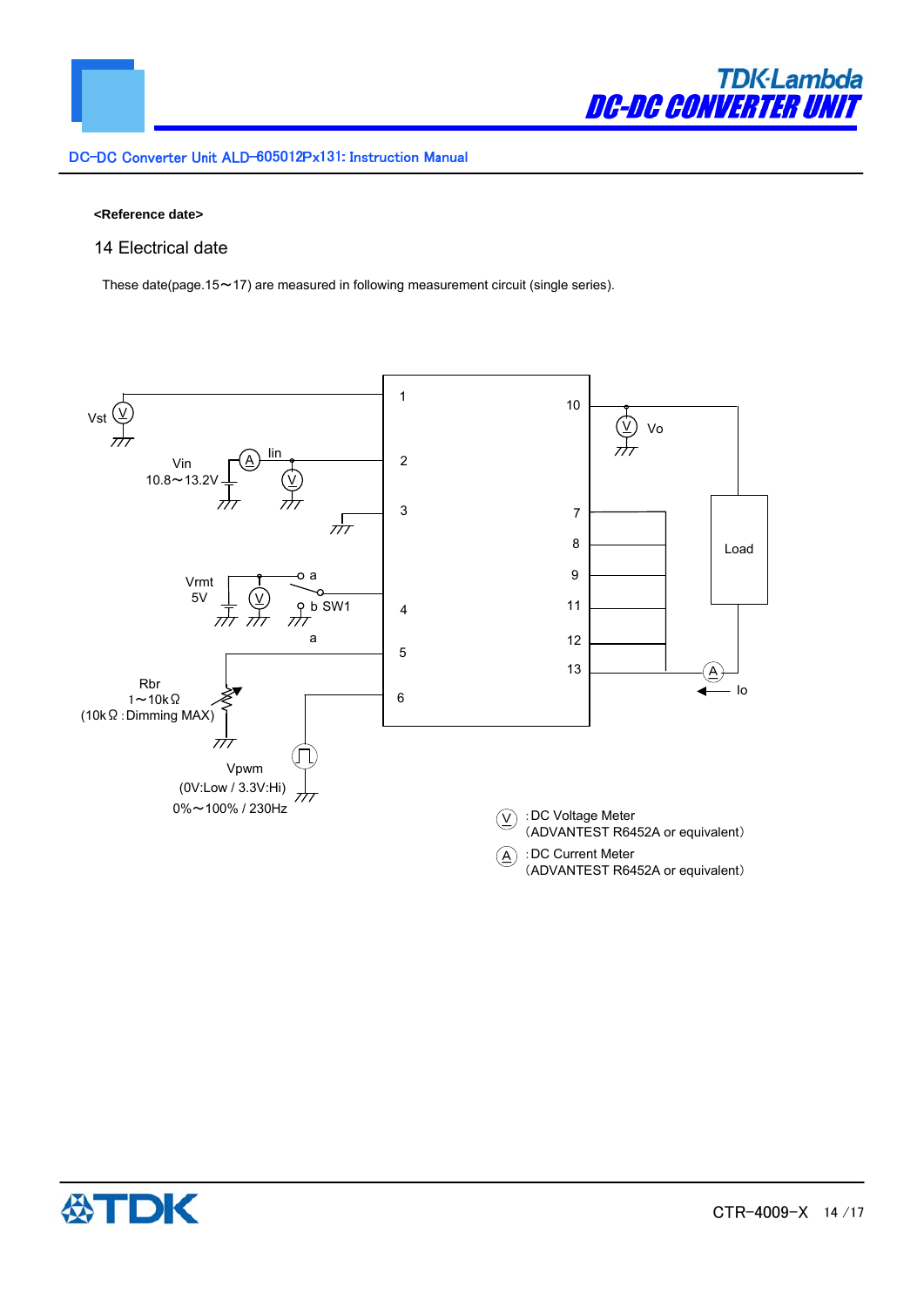**<Reference date>**

## 14 Electrical date

These date(page.15～17) are measured in following measurement circuit (single series).

Vst

Vin
10.8～13.2V

Iin

Vrmt
5V

a

b SW1

a

Rbr
1～10kΩ
(10kΩ :Dimming MAX)

Vpwm
(0V:Low / 3.3V:Hi)
0%～100% / 230Hz

1
2
3
4
5
6

10
7
8
9
11
12
13

Vo

Load

Io

V :DC Voltage Meter
(ADVANTEST R6452A or equivalent)

A :DC Current Meter
(ADVANTEST R6452A or equivalent)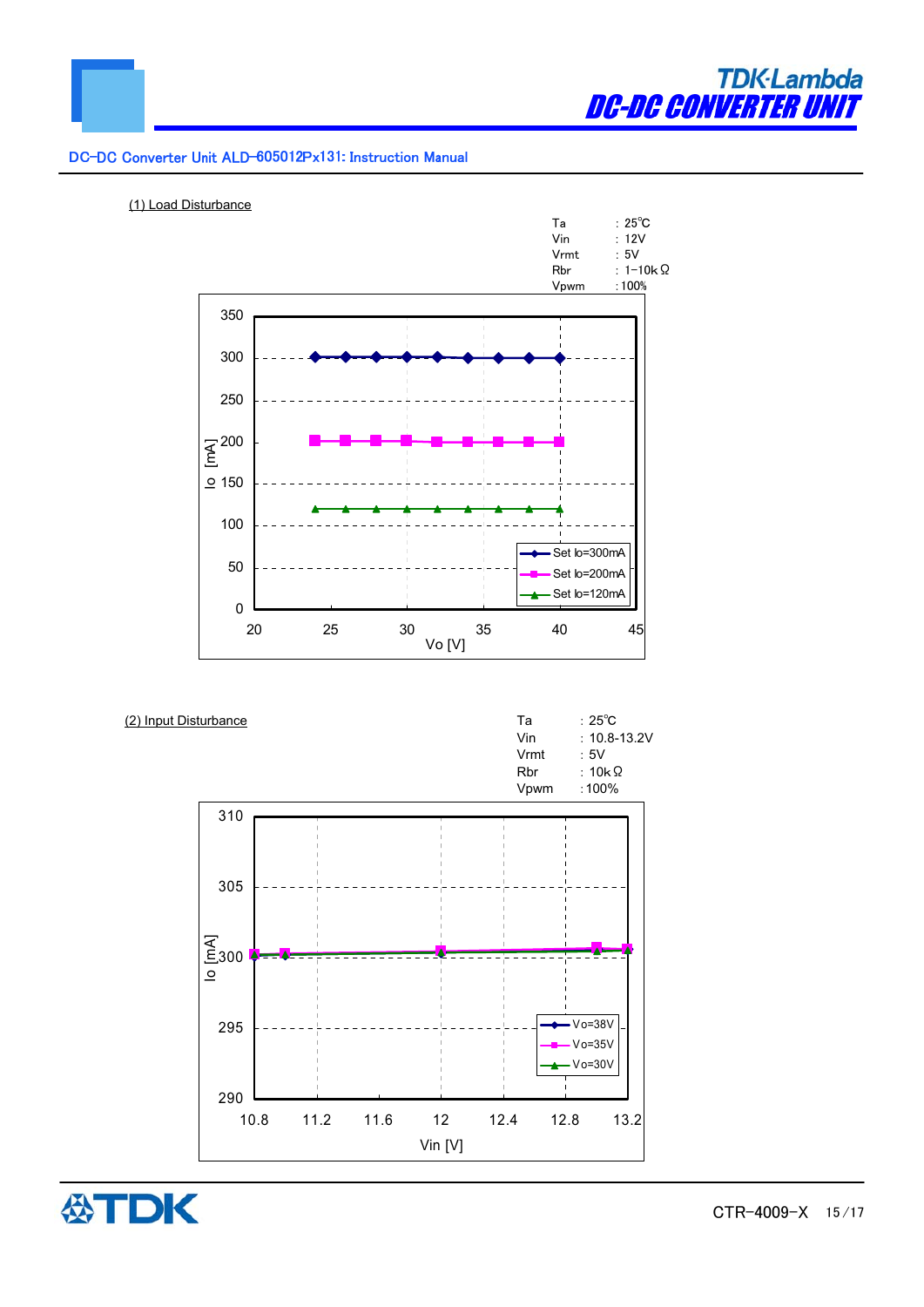## (1) Load Disturbance

Ta : 25℃
Vin : 12V
Vrmt : 5V
Rbr : 1-10kΩ
Vpwm : 100%

Io [mA]

Vo [V]

Set Io=300mA
Set Io=200mA
Set Io=120mA

## (2) Input Disturbance

Ta : 25℃
Vin : 10.8-13.2V
Vrmt : 5V
Rbr : 10kΩ
Vpwm : 100%

Io [mA]

Vin [V]

Vo=38V
Vo=35V
Vo=30V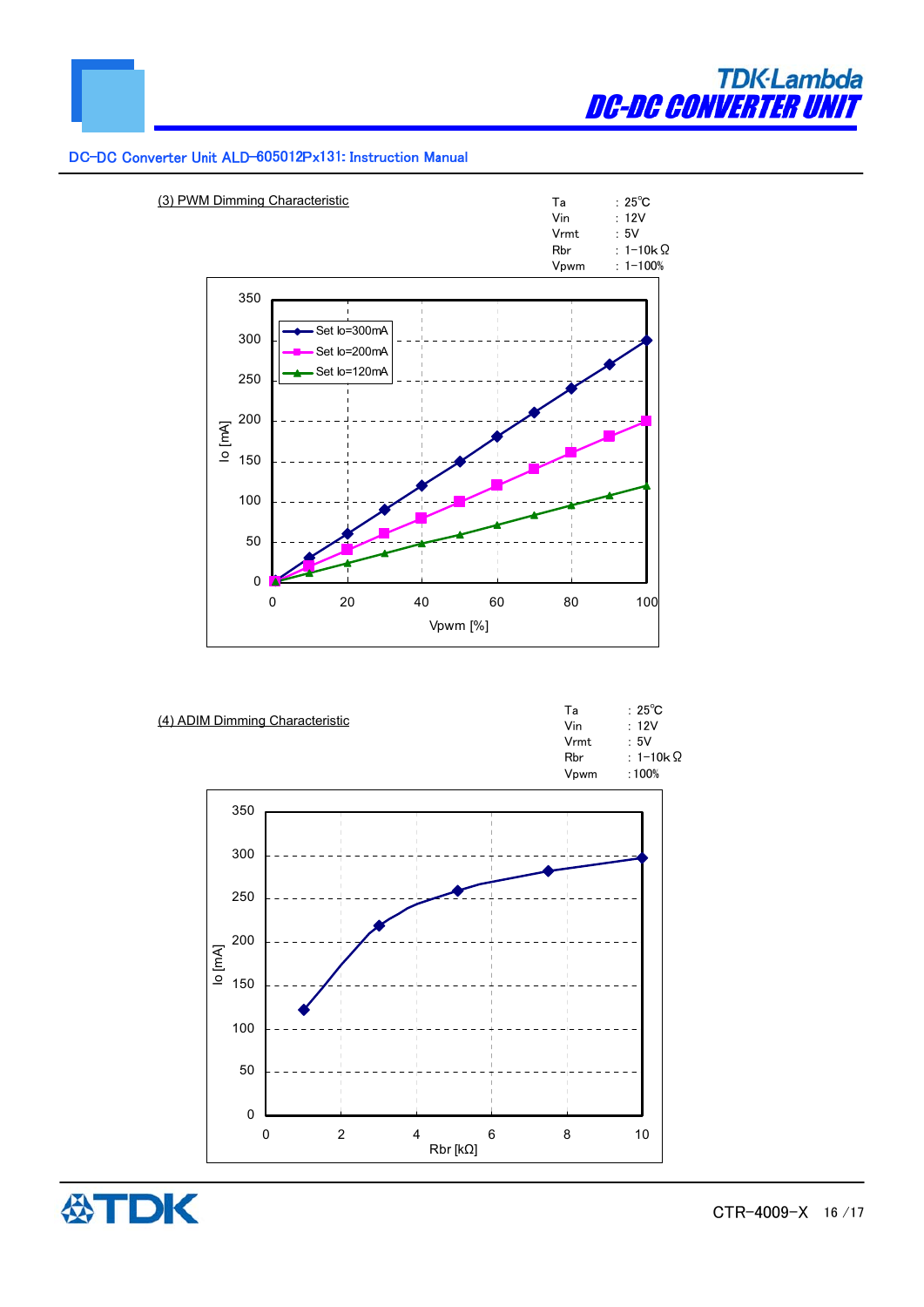DC-DC Converter Unit ALD-605012Px131: Instruction Manual

### (3) PWM Dimming Characteristic

| | |
|---|---|
| Ta | : 25℃ |
| Vin | : 12V |
| Vrmt | : 5V |
| Rbr | : 1-10kΩ |
| Vpwm | : 1-100% |

Chart: Io [mA] (0–350) vs Vpwm [%] (0–100). Series: Set Io=300mA, Set Io=200mA, Set Io=120mA.

### (4) ADIM Dimming Characteristic

| | |
|---|---|
| Ta | : 25℃ |
| Vin | : 12V |
| Vrmt | : 5V |
| Rbr | : 1-10kΩ |
| Vpwm | : 100% |

Chart: Io [mA] (0–350) vs Rbr [kΩ] (0–10).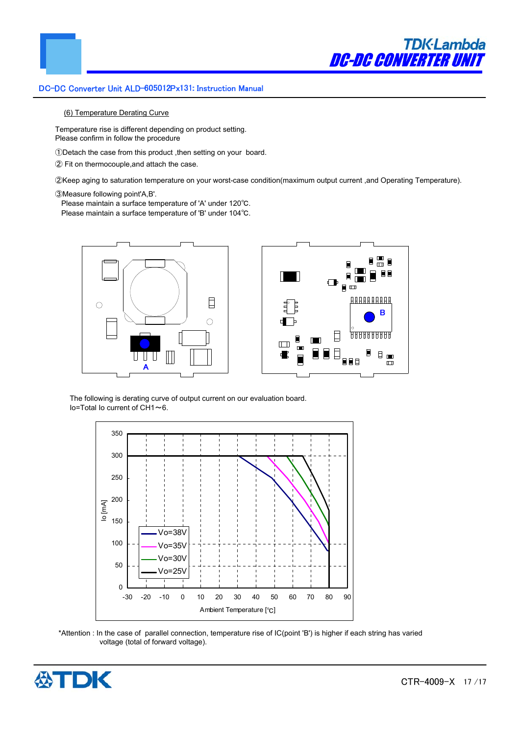(6) Temperature Derating Curve

Temperature rise is different depending on product setting.
Please confirm in follow the procedure

①Detach the case from this product ,then setting on your board.

② Fit on thermocouple,and attach the case.

②Keep aging to saturation temperature on your worst-case condition(maximum output current ,and Operating Temperature).

③Measure following point'A,B'.
Please maintain a surface temperature of 'A' under 120℃.
Please maintain a surface temperature of 'B' under 104℃.

A

B

The following is derating curve of output current on our evaluation board.
Io=Total Io current of CH1～6.

350
300
250
200
150
100
50
0
Io [mA]
-30 -20 -10 0 10 20 30 40 50 60 70 80 90
Ambient Temperature [℃]
Vo=38V
Vo=35V
Vo=30V
Vo=25V

*Attention : In the case of parallel connection, temperature rise of IC(point 'B') is higher if each string has varied voltage (total of forward voltage).